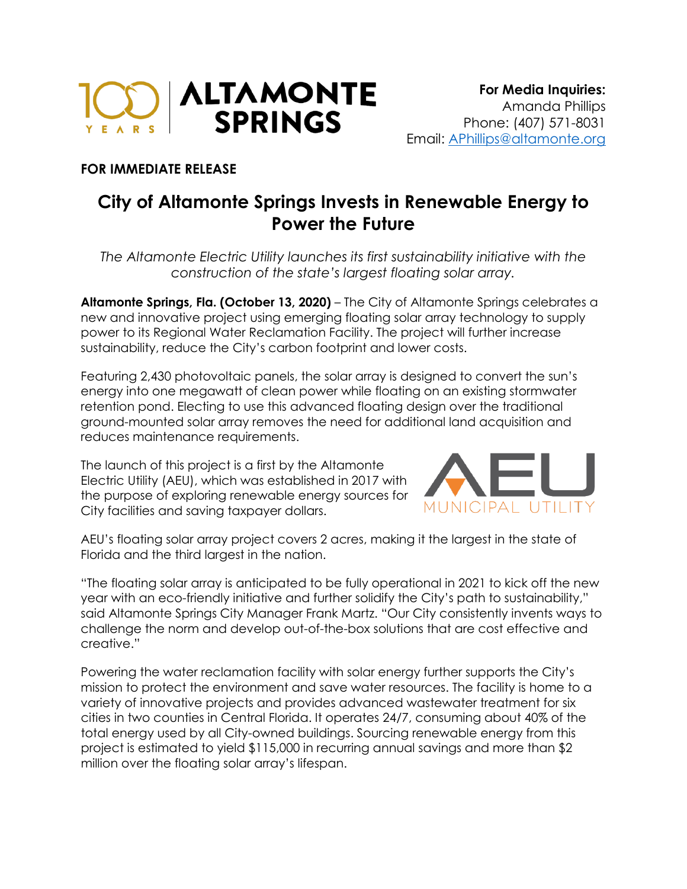**For Media Inquiries:**
Amanda Phillips
Phone: (407) 571-8031
Email: APhillips@altamonte.org

**FOR IMMEDIATE RELEASE**

# City of Altamonte Springs Invests in Renewable Energy to Power the Future

*The Altamonte Electric Utility launches its first sustainability initiative with the construction of the state's largest floating solar array.*

**Altamonte Springs, Fla. (October 13, 2020)** – The City of Altamonte Springs celebrates a new and innovative project using emerging floating solar array technology to supply power to its Regional Water Reclamation Facility. The project will further increase sustainability, reduce the City's carbon footprint and lower costs.

Featuring 2,430 photovoltaic panels, the solar array is designed to convert the sun's energy into one megawatt of clean power while floating on an existing stormwater retention pond. Electing to use this advanced floating design over the traditional ground-mounted solar array removes the need for additional land acquisition and reduces maintenance requirements.

The launch of this project is a first by the Altamonte Electric Utility (AEU), which was established in 2017 with the purpose of exploring renewable energy sources for City facilities and saving taxpayer dollars.

AEU's floating solar array project covers 2 acres, making it the largest in the state of Florida and the third largest in the nation.

"The floating solar array is anticipated to be fully operational in 2021 to kick off the new year with an eco-friendly initiative and further solidify the City's path to sustainability," said Altamonte Springs City Manager Frank Martz. "Our City consistently invents ways to challenge the norm and develop out-of-the-box solutions that are cost effective and creative."

Powering the water reclamation facility with solar energy further supports the City's mission to protect the environment and save water resources. The facility is home to a variety of innovative projects and provides advanced wastewater treatment for six cities in two counties in Central Florida. It operates 24/7, consuming about 40% of the total energy used by all City-owned buildings. Sourcing renewable energy from this project is estimated to yield $115,000 in recurring annual savings and more than $2 million over the floating solar array's lifespan.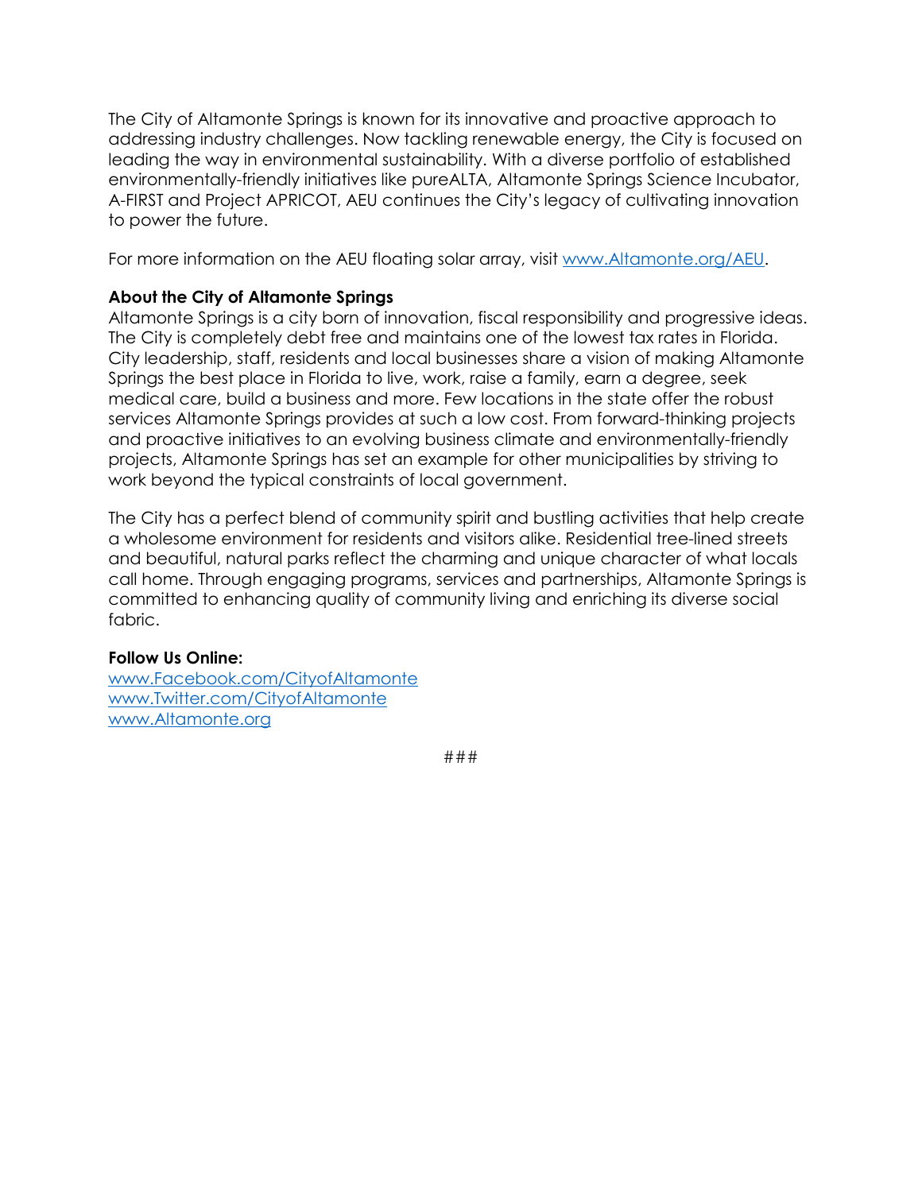The City of Altamonte Springs is known for its innovative and proactive approach to addressing industry challenges. Now tackling renewable energy, the City is focused on leading the way in environmental sustainability. With a diverse portfolio of established environmentally-friendly initiatives like pureALTA, Altamonte Springs Science Incubator, A-FIRST and Project APRICOT, AEU continues the City's legacy of cultivating innovation to power the future.

For more information on the AEU floating solar array, visit [www.Altamonte.org/AEU](http://www.Altamonte.org/AEU).

**About the City of Altamonte Springs**
Altamonte Springs is a city born of innovation, fiscal responsibility and progressive ideas. The City is completely debt free and maintains one of the lowest tax rates in Florida. City leadership, staff, residents and local businesses share a vision of making Altamonte Springs the best place in Florida to live, work, raise a family, earn a degree, seek medical care, build a business and more. Few locations in the state offer the robust services Altamonte Springs provides at such a low cost. From forward-thinking projects and proactive initiatives to an evolving business climate and environmentally-friendly projects, Altamonte Springs has set an example for other municipalities by striving to work beyond the typical constraints of local government.

The City has a perfect blend of community spirit and bustling activities that help create a wholesome environment for residents and visitors alike. Residential tree-lined streets and beautiful, natural parks reflect the charming and unique character of what locals call home. Through engaging programs, services and partnerships, Altamonte Springs is committed to enhancing quality of community living and enriching its diverse social fabric.

**Follow Us Online:**
[www.Facebook.com/CityofAltamonte](http://www.Facebook.com/CityofAltamonte)
[www.Twitter.com/CityofAltamonte](http://www.Twitter.com/CityofAltamonte)
[www.Altamonte.org](http://www.Altamonte.org)

###